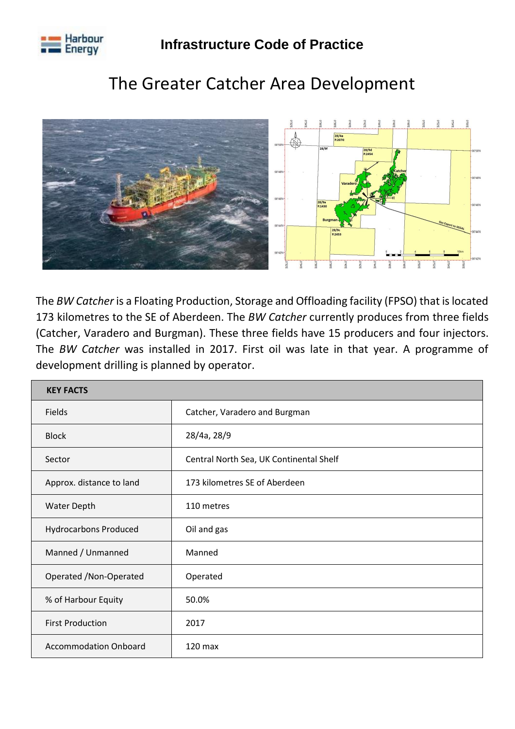# The Greater Catcher Area Development

The *BW Catcher* is a Floating Production, Storage and Offloading facility (FPSO) that is located 173 kilometres to the SE of Aberdeen. The *BW Catcher* currently produces from three fields (Catcher, Varadero and Burgman). These three fields have 15 producers and four injectors. The *BW Catcher* was installed in 2017. First oil was late in that year. A programme of development drilling is planned by operator.

| KEY FACTS | |
|---|---|
| Fields | Catcher, Varadero and Burgman |
| Block | 28/4a, 28/9 |
| Sector | Central North Sea, UK Continental Shelf |
| Approx. distance to land | 173 kilometres SE of Aberdeen |
| Water Depth | 110 metres |
| Hydrocarbons Produced | Oil and gas |
| Manned / Unmanned | Manned |
| Operated /Non-Operated | Operated |
| % of Harbour Equity | 50.0% |
| First Production | 2017 |
| Accommodation Onboard | 120 max |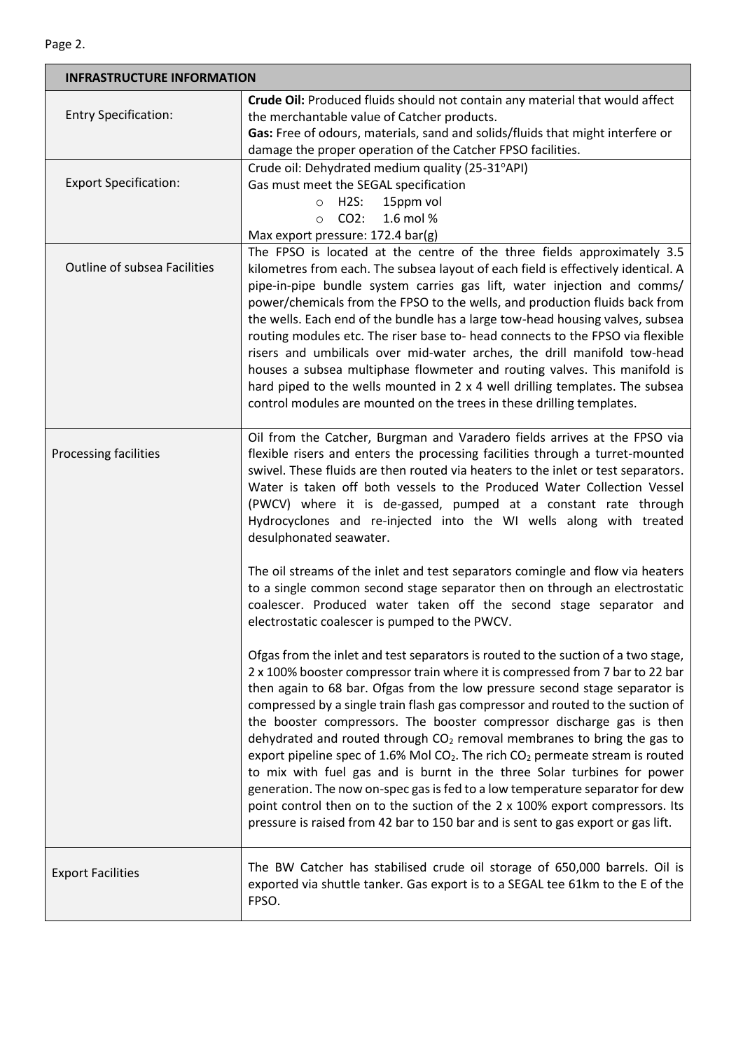| INFRASTRUCTURE INFORMATION | |
|---|---|
| Entry Specification: | **Crude Oil:** Produced fluids should not contain any material that would affect the merchantable value of Catcher products.<br>**Gas:** Free of odours, materials, sand and solids/fluids that might interfere or damage the proper operation of the Catcher FPSO facilities. |
| Export Specification: | Crude oil: Dehydrated medium quality (25-31°API)<br>Gas must meet the SEGAL specification<br>○ H2S: 15ppm vol<br>○ CO2: 1.6 mol %<br>Max export pressure: 172.4 bar(g) |
| Outline of subsea Facilities | The FPSO is located at the centre of the three fields approximately 3.5 kilometres from each. The subsea layout of each field is effectively identical. A pipe-in-pipe bundle system carries gas lift, water injection and comms/ power/chemicals from the FPSO to the wells, and production fluids back from the wells. Each end of the bundle has a large tow-head housing valves, subsea routing modules etc. The riser base to- head connects to the FPSO via flexible risers and umbilicals over mid-water arches, the drill manifold tow-head houses a subsea multiphase flowmeter and routing valves. This manifold is hard piped to the wells mounted in 2 x 4 well drilling templates. The subsea control modules are mounted on the trees in these drilling templates. |
| Processing facilities | Oil from the Catcher, Burgman and Varadero fields arrives at the FPSO via flexible risers and enters the processing facilities through a turret-mounted swivel. These fluids are then routed via heaters to the inlet or test separators. Water is taken off both vessels to the Produced Water Collection Vessel (PWCV) where it is de-gassed, pumped at a constant rate through Hydrocyclones and re-injected into the WI wells along with treated desulphonated seawater.<br><br>The oil streams of the inlet and test separators comingle and flow via heaters to a single common second stage separator then on through an electrostatic coalescer. Produced water taken off the second stage separator and electrostatic coalescer is pumped to the PWCV.<br><br>Ofgas from the inlet and test separators is routed to the suction of a two stage, 2 x 100% booster compressor train where it is compressed from 7 bar to 22 bar then again to 68 bar. Ofgas from the low pressure second stage separator is compressed by a single train flash gas compressor and routed to the suction of the booster compressors. The booster compressor discharge gas is then dehydrated and routed through $CO_2$ removal membranes to bring the gas to export pipeline spec of 1.6% Mol $CO_2$. The rich $CO_2$ permeate stream is routed to mix with fuel gas and is burnt in the three Solar turbines for power generation. The now on-spec gas is fed to a low temperature separator for dew point control then on to the suction of the 2 x 100% export compressors. Its pressure is raised from 42 bar to 150 bar and is sent to gas export or gas lift. |
| Export Facilities | The BW Catcher has stabilised crude oil storage of 650,000 barrels. Oil is exported via shuttle tanker. Gas export is to a SEGAL tee 61km to the E of the FPSO. |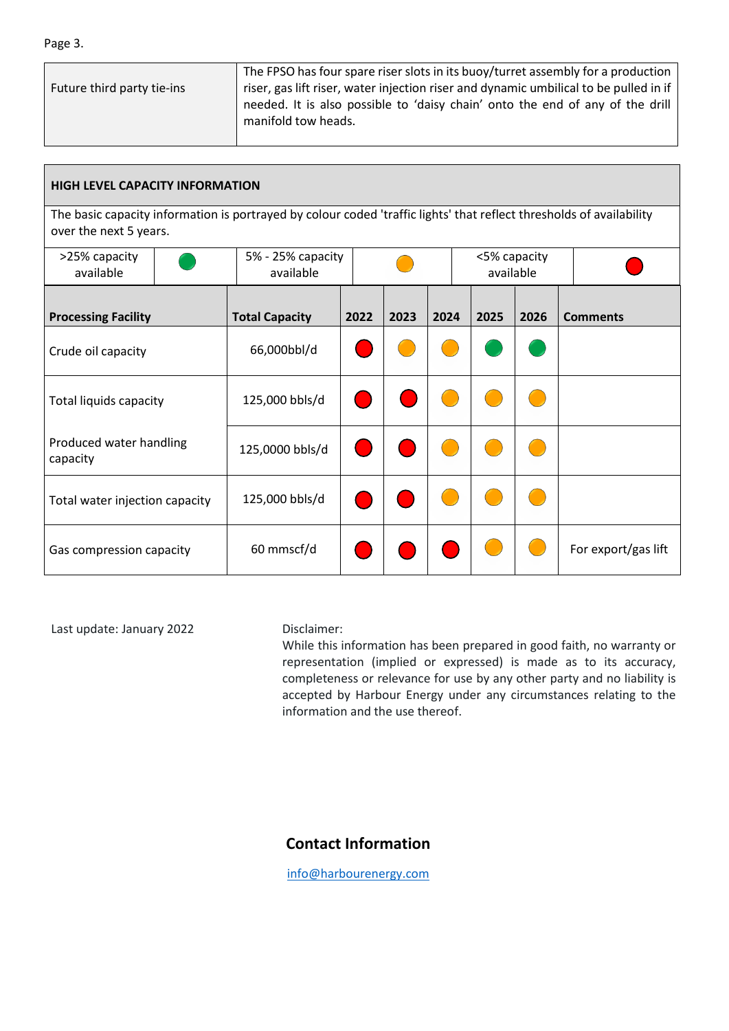| | |
|---|---|
| Future third party tie-ins | The FPSO has four spare riser slots in its buoy/turret assembly for a production riser, gas lift riser, water injection riser and dynamic umbilical to be pulled in if needed. It is also possible to 'daisy chain' onto the end of any of the drill manifold tow heads. |

**HIGH LEVEL CAPACITY INFORMATION**

The basic capacity information is portrayed by colour coded 'traffic lights' that reflect thresholds of availability over the next 5 years.

| | | | | | |
|---|---|---|---|---|---|
| >25% capacity available | 🟢 | 5% - 25% capacity available | 🟠 | <5% capacity available | 🔴 |

| Processing Facility | Total Capacity | 2022 | 2023 | 2024 | 2025 | 2026 | Comments |
|---|---|---|---|---|---|---|---|
| Crude oil capacity | 66,000bbl/d | 🔴 | 🟠 | 🟠 | 🟢 | 🟢 | |
| Total liquids capacity | 125,000 bbls/d | 🔴 | 🔴 | 🟠 | 🟠 | 🟠 | |
| Produced water handling capacity | 125,0000 bbls/d | 🔴 | 🔴 | 🟠 | 🟠 | 🟠 | |
| Total water injection capacity | 125,000 bbls/d | 🔴 | 🔴 | 🟠 | 🟠 | 🟠 | |
| Gas compression capacity | 60 mmscf/d | 🔴 | 🔴 | 🔴 | 🟠 | 🟠 | For export/gas lift |

Last update: January 2022

Disclaimer:
While this information has been prepared in good faith, no warranty or representation (implied or expressed) is made as to its accuracy, completeness or relevance for use by any other party and no liability is accepted by Harbour Energy under any circumstances relating to the information and the use thereof.

## Contact Information

info@harbourenergy.com